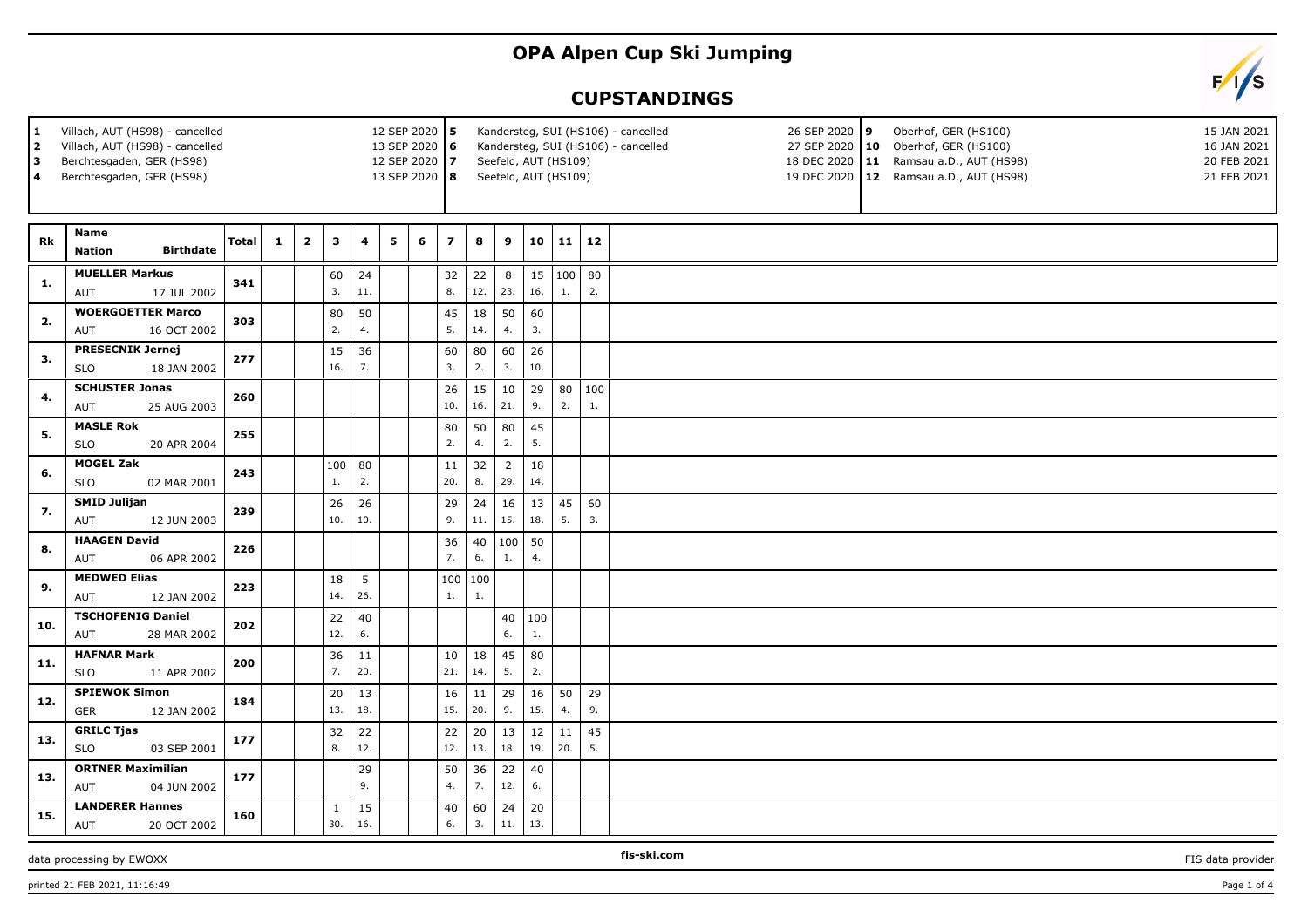# OPA Alpen Cup Ski Jumping

## CUPSTANDINGS

| | | | | | | | |
|---|---|---|---|---|---|---|---|
| 1 | Villach, AUT (HS98) - cancelled | 12 SEP 2020 | 5 | Kandersteg, SUI (HS106) - cancelled | 26 SEP 2020 | 9 | Oberhof, GER (HS100) | 15 JAN 2021 |
| 2 | Villach, AUT (HS98) - cancelled | 13 SEP 2020 | 6 | Kandersteg, SUI (HS106) - cancelled | 27 SEP 2020 | 10 | Oberhof, GER (HS100) | 16 JAN 2021 |
| 3 | Berchtesgaden, GER (HS98) | 12 SEP 2020 | 7 | Seefeld, AUT (HS109) | 18 DEC 2020 | 11 | Ramsau a.D., AUT (HS98) | 20 FEB 2021 |
| 4 | Berchtesgaden, GER (HS98) | 13 SEP 2020 | 8 | Seefeld, AUT (HS109) | 19 DEC 2020 | 12 | Ramsau a.D., AUT (HS98) | 21 FEB 2021 |

| Rk | Name / Nation / Birthdate | Total | 1 | 2 | 3 | 4 | 5 | 6 | 7 | 8 | 9 | 10 | 11 | 12 |
|---|---|---|---|---|---|---|---|---|---|---|---|---|---|---|
| 1. | MUELLER Markus<br>AUT 17 JUL 2002 | 341 | | | 60<br>3. | 24<br>11. | | | 32<br>8. | 22<br>12. | 8<br>23. | 15<br>16. | 100<br>1. | 80<br>2. |
| 2. | WOERGOETTER Marco<br>AUT 16 OCT 2002 | 303 | | | 80<br>2. | 50<br>4. | | | 45<br>5. | 18<br>14. | 50<br>4. | 60<br>3. | | |
| 3. | PRESECNIK Jernej<br>SLO 18 JAN 2002 | 277 | | | 15<br>16. | 36<br>7. | | | 60<br>3. | 80<br>2. | 60<br>3. | 26<br>10. | | |
| 4. | SCHUSTER Jonas<br>AUT 25 AUG 2003 | 260 | | | | | | | 26<br>10. | 15<br>16. | 10<br>21. | 29<br>9. | 80<br>2. | 100<br>1. |
| 5. | MASLE Rok<br>SLO 20 APR 2004 | 255 | | | | | | | 80<br>2. | 50<br>4. | 80<br>2. | 45<br>5. | | |
| 6. | MOGEL Zak<br>SLO 02 MAR 2001 | 243 | | | 100<br>1. | 80<br>2. | | | 11<br>20. | 32<br>8. | 2<br>29. | 18<br>14. | | |
| 7. | SMID Julijan<br>AUT 12 JUN 2003 | 239 | | | 26<br>10. | 26<br>10. | | | 29<br>9. | 24<br>11. | 16<br>15. | 13<br>18. | 45<br>5. | 60<br>3. |
| 8. | HAAGEN David<br>AUT 06 APR 2002 | 226 | | | | | | | 36<br>7. | 40<br>6. | 100<br>1. | 50<br>4. | | |
| 9. | MEDWED Elias<br>AUT 12 JAN 2002 | 223 | | | 18<br>14. | 5<br>26. | | | 100<br>1. | 100<br>1. | | | | |
| 10. | TSCHOFENIG Daniel<br>AUT 28 MAR 2002 | 202 | | | 22<br>12. | 40<br>6. | | | | | 40<br>6. | 100<br>1. | | |
| 11. | HAFNAR Mark<br>SLO 11 APR 2002 | 200 | | | 36<br>7. | 11<br>20. | | | 10<br>21. | 18<br>14. | 45<br>5. | 80<br>2. | | |
| 12. | SPIEWOK Simon<br>GER 12 JAN 2002 | 184 | | | 20<br>13. | 13<br>18. | | | 16<br>15. | 11<br>20. | 29<br>9. | 16<br>15. | 50<br>4. | 29<br>9. |
| 13. | GRILC Tjas<br>SLO 03 SEP 2001 | 177 | | | 32<br>8. | 22<br>12. | | | 22<br>12. | 20<br>13. | 13<br>18. | 12<br>19. | 11<br>20. | 45<br>5. |
| 13. | ORTNER Maximilian<br>AUT 04 JUN 2002 | 177 | | | | 29<br>9. | | | 50<br>4. | 36<br>7. | 22<br>12. | 40<br>6. | | |
| 15. | LANDERER Hannes<br>AUT 20 OCT 2002 | 160 | | | 1<br>30. | 15<br>16. | | | 40<br>6. | 60<br>3. | 24<br>11. | 20<br>13. | | |

data processing by EWOXX | fis-ski.com | FIS data provider

printed 21 FEB 2021, 11:16:49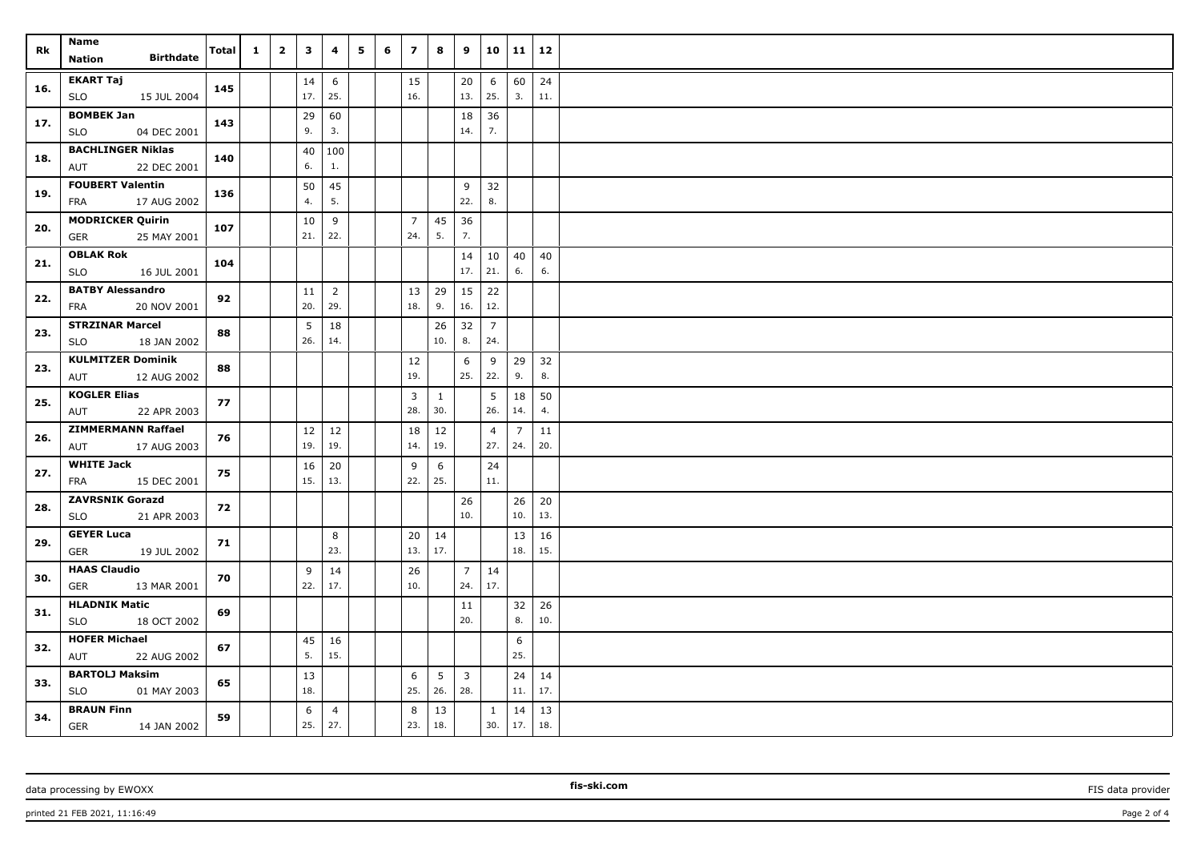| Rk | Name<br>Nation Birthdate | Total | 1 | 2 | 3 | 4 | 5 | 6 | 7 | 8 | 9 | 10 | 11 | 12 |
|---|---|---|---|---|---|---|---|---|---|---|---|---|---|---|
| 16. | EKART Taj<br>SLO 15 JUL 2004 | 145 | | | 14<br>17. | 6<br>25. | | | 15<br>16. | | 20<br>13. | 6<br>25. | 60<br>3. | 24<br>11. |
| 17. | BOMBEK Jan<br>SLO 04 DEC 2001 | 143 | | | 29<br>9. | 60<br>3. | | | | | 18<br>14. | 36<br>7. | | |
| 18. | BACHLINGER Niklas<br>AUT 22 DEC 2001 | 140 | | | 40<br>6. | 100<br>1. | | | | | | | | |
| 19. | FOUBERT Valentin<br>FRA 17 AUG 2002 | 136 | | | 50<br>4. | 45<br>5. | | | | | 9<br>22. | 32<br>8. | | |
| 20. | MODRICKER Quirin<br>GER 25 MAY 2001 | 107 | | | 10<br>21. | 9<br>22. | | | 7<br>24. | 45<br>5. | 36<br>7. | | | |
| 21. | OBLAK Rok<br>SLO 16 JUL 2001 | 104 | | | | | | | | | 14<br>17. | 10<br>21. | 40<br>6. | 40<br>6. |
| 22. | BATBY Alessandro<br>FRA 20 NOV 2001 | 92 | | | 11<br>20. | 2<br>29. | | | 13<br>18. | 29<br>9. | 15<br>16. | 22<br>12. | | |
| 23. | STRZINAR Marcel<br>SLO 18 JAN 2002 | 88 | | | 5<br>26. | 18<br>14. | | | | 26<br>10. | 32<br>8. | 7<br>24. | | |
| 23. | KULMITZER Dominik<br>AUT 12 AUG 2002 | 88 | | | | | | | 12<br>19. | | 6<br>25. | 9<br>22. | 29<br>9. | 32<br>8. |
| 25. | KOGLER Elias<br>AUT 22 APR 2003 | 77 | | | | | | | 3<br>28. | 1<br>30. | | 5<br>26. | 18<br>14. | 50<br>4. |
| 26. | ZIMMERMANN Raffael<br>AUT 17 AUG 2003 | 76 | | | 12<br>19. | 12<br>19. | | | 18<br>14. | 12<br>19. | | 4<br>27. | 7<br>24. | 11<br>20. |
| 27. | WHITE Jack<br>FRA 15 DEC 2001 | 75 | | | 16<br>15. | 20<br>13. | | | 9<br>22. | 6<br>25. | | 24<br>11. | | |
| 28. | ZAVRSNIK Gorazd<br>SLO 21 APR 2003 | 72 | | | | | | | | | 26<br>10. | | 26<br>10. | 20<br>13. |
| 29. | GEYER Luca<br>GER 19 JUL 2002 | 71 | | | | 8<br>23. | | | 20<br>13. | 14<br>17. | | | 13<br>18. | 16<br>15. |
| 30. | HAAS Claudio<br>GER 13 MAR 2001 | 70 | | | 9<br>22. | 14<br>17. | | | 26<br>10. | | 7<br>24. | 14<br>17. | | |
| 31. | HLADNIK Matic<br>SLO 18 OCT 2002 | 69 | | | | | | | | | 11<br>20. | | 32<br>8. | 26<br>10. |
| 32. | HOFER Michael<br>AUT 22 AUG 2002 | 67 | | | 45<br>5. | 16<br>15. | | | | | | | 6<br>25. | |
| 33. | BARTOLJ Maksim<br>SLO 01 MAY 2003 | 65 | | | 13<br>18. | | | | 6<br>25. | 5<br>26. | 3<br>28. | | 24<br>11. | 14<br>17. |
| 34. | BRAUN Finn<br>GER 14 JAN 2002 | 59 | | | 6<br>25. | 4<br>27. | | | 8<br>23. | 13<br>18. | | 1<br>30. | 14<br>17. | 13<br>18. |

data processing by EWOXX fis-ski.com FIS data provider

printed 21 FEB 2021, 11:16:49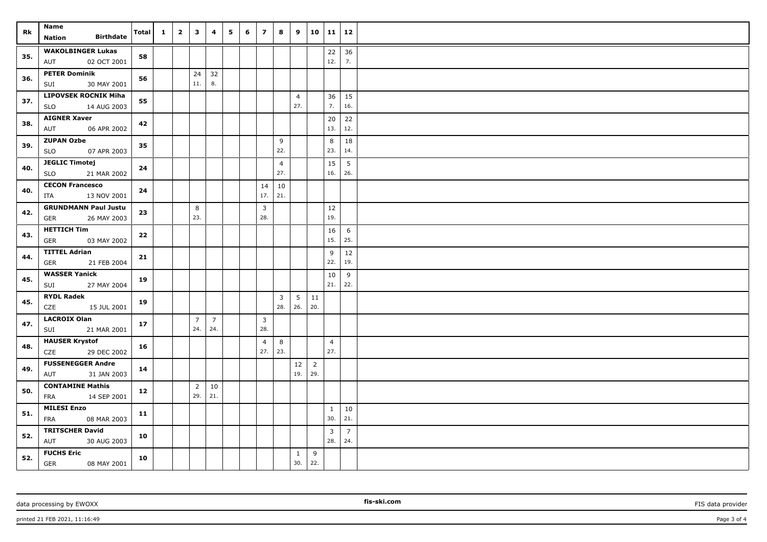| Rk | Name<br>Nation Birthdate | Total | 1 | 2 | 3 | 4 | 5 | 6 | 7 | 8 | 9 | 10 | 11 | 12 |
|---|---|---|---|---|---|---|---|---|---|---|---|---|---|---|
| 35. | WAKOLBINGER Lukas<br>AUT 02 OCT 2001 | 58 | | | | | | | | | | | 22<br>12. | 36<br>7. |
| 36. | PETER Dominik<br>SUI 30 MAY 2001 | 56 | | | 24<br>11. | 32<br>8. | | | | | | | | |
| 37. | LIPOVSEK ROCNIK Miha<br>SLO 14 AUG 2003 | 55 | | | | | | | | | 4<br>27. | | 36<br>7. | 15<br>16. |
| 38. | AIGNER Xaver<br>AUT 06 APR 2002 | 42 | | | | | | | | | | | 20<br>13. | 22<br>12. |
| 39. | ZUPAN Ozbe<br>SLO 07 APR 2003 | 35 | | | | | | | | 9<br>22. | | | 8<br>23. | 18<br>14. |
| 40. | JEGLIC Timotej<br>SLO 21 MAR 2002 | 24 | | | | | | | | 4<br>27. | | | 15<br>16. | 5<br>26. |
| 40. | CECON Francesco<br>ITA 13 NOV 2001 | 24 | | | | | | | 14<br>17. | 10<br>21. | | | | |
| 42. | GRUNDMANN Paul Justu<br>GER 26 MAY 2003 | 23 | | | 8<br>23. | | | | 3<br>28. | | | | 12<br>19. | |
| 43. | HETTICH Tim<br>GER 03 MAY 2002 | 22 | | | | | | | | | | | 16<br>15. | 6<br>25. |
| 44. | TITTEL Adrian<br>GER 21 FEB 2004 | 21 | | | | | | | | | | | 9<br>22. | 12<br>19. |
| 45. | WASSER Yanick<br>SUI 27 MAY 2004 | 19 | | | | | | | | | | | 10<br>21. | 9<br>22. |
| 45. | RYDL Radek<br>CZE 15 JUL 2001 | 19 | | | | | | | | 3<br>28. | 5<br>26. | 11<br>20. | | |
| 47. | LACROIX Olan<br>SUI 21 MAR 2001 | 17 | | | 7<br>24. | 7<br>24. | | | 3<br>28. | | | | | |
| 48. | HAUSER Krystof<br>CZE 29 DEC 2002 | 16 | | | | | | | 4<br>27. | 8<br>23. | | | 4<br>27. | |
| 49. | FUSSENEGGER Andre<br>AUT 31 JAN 2003 | 14 | | | | | | | | | 12<br>19. | 2<br>29. | | |
| 50. | CONTAMINE Mathis<br>FRA 14 SEP 2001 | 12 | | | 2<br>29. | 10<br>21. | | | | | | | | |
| 51. | MILESI Enzo<br>FRA 08 MAR 2003 | 11 | | | | | | | | | | | 1<br>30. | 10<br>21. |
| 52. | TRITSCHER David<br>AUT 30 AUG 2003 | 10 | | | | | | | | | | | 3<br>28. | 7<br>24. |
| 52. | FUCHS Eric<br>GER 08 MAY 2001 | 10 | | | | | | | | | 1<br>30. | 9<br>22. | | |

data processing by EWOXX | fis-ski.com | FIS data provider

printed 21 FEB 2021, 11:16:49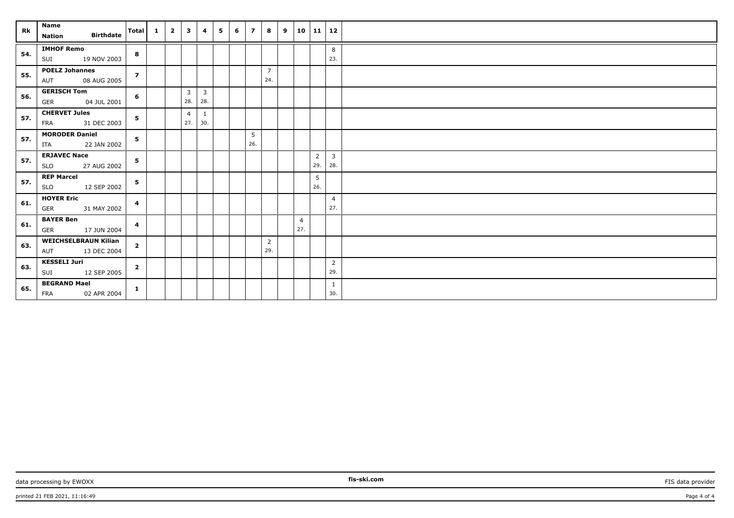| Rk | Name<br>Nation Birthdate | Total | 1 | 2 | 3 | 4 | 5 | 6 | 7 | 8 | 9 | 10 | 11 | 12 |
|---|---|---|---|---|---|---|---|---|---|---|---|---|---|---|
| 54. | **IMHOF Remo**<br>SUI 19 NOV 2003 | **8** | | | | | | | | | | | | 8<br>23. |
| 55. | **POELZ Johannes**<br>AUT 08 AUG 2005 | **7** | | | | | | | | 7<br>24. | | | | |
| 56. | **GERISCH Tom**<br>GER 04 JUL 2001 | **6** | | | 3<br>28. | 3<br>28. | | | | | | | | |
| 57. | **CHERVET Jules**<br>FRA 31 DEC 2003 | **5** | | | 4<br>27. | 1<br>30. | | | | | | | | |
| 57. | **MORODER Daniel**<br>ITA 22 JAN 2002 | **5** | | | | | | | 5<br>26. | | | | | |
| 57. | **ERJAVEC Nace**<br>SLO 27 AUG 2002 | **5** | | | | | | | | | | | 2<br>29. | 3<br>28. |
| 57. | **REP Marcel**<br>SLO 12 SEP 2002 | **5** | | | | | | | | | | | 5<br>26. | |
| 61. | **HOYER Eric**<br>GER 31 MAY 2002 | **4** | | | | | | | | | | | | 4<br>27. |
| 61. | **BAYER Ben**<br>GER 17 JUN 2004 | **4** | | | | | | | | | | 4<br>27. | | |
| 63. | **WEICHSELBRAUN Kilian**<br>AUT 13 DEC 2004 | **2** | | | | | | | | 2<br>29. | | | | |
| 63. | **KESSELI Juri**<br>SUI 12 SEP 2005 | **2** | | | | | | | | | | | | 2<br>29. |
| 65. | **BEGRAND Mael**<br>FRA 02 APR 2004 | **1** | | | | | | | | | | | | 1<br>30. |

data processing by EWOXX **fis-ski.com** FIS data provider

printed 21 FEB 2021, 11:16:49